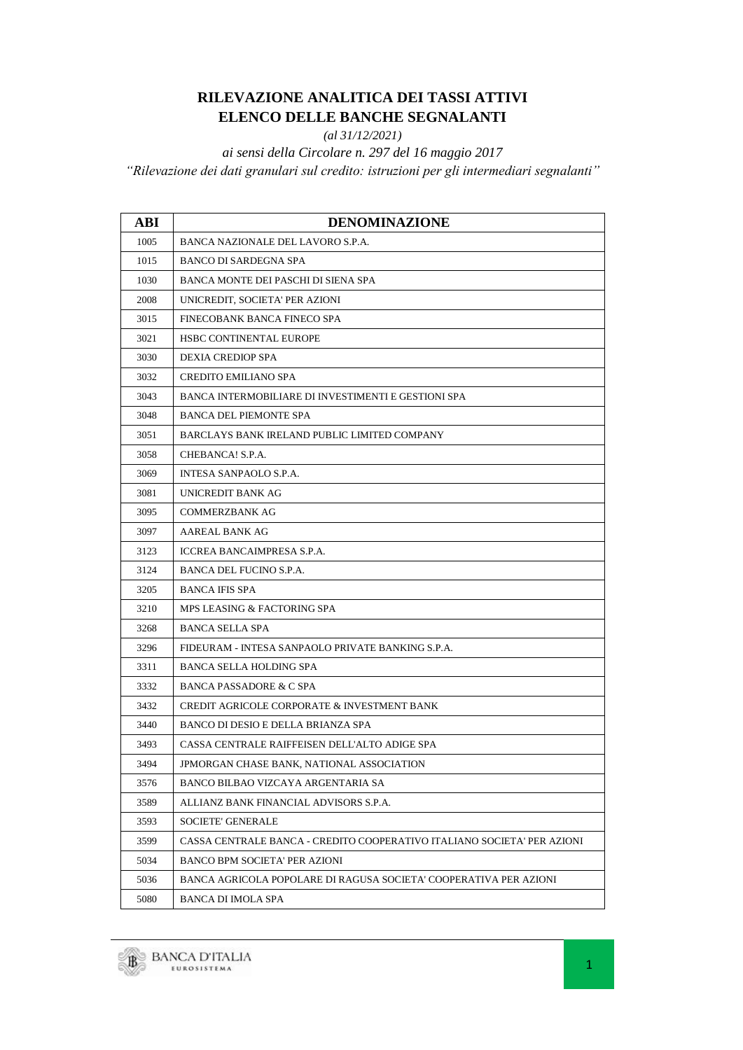# RILEVAZIONE ANALITICA DEI TASSI ATTIVI
# ELENCO DELLE BANCHE SEGNALANTI

*(al 31/12/2021)*

*ai sensi della Circolare n. 297 del 16 maggio 2017*

*"Rilevazione dei dati granulari sul credito: istruzioni per gli intermediari segnalanti"*

| ABI | DENOMINAZIONE |
|---|---|
| 1005 | BANCA NAZIONALE DEL LAVORO S.P.A. |
| 1015 | BANCO DI SARDEGNA SPA |
| 1030 | BANCA MONTE DEI PASCHI DI SIENA SPA |
| 2008 | UNICREDIT, SOCIETA' PER AZIONI |
| 3015 | FINECOBANK BANCA FINECO SPA |
| 3021 | HSBC CONTINENTAL EUROPE |
| 3030 | DEXIA CREDIOP SPA |
| 3032 | CREDITO EMILIANO SPA |
| 3043 | BANCA INTERMOBILIARE DI INVESTIMENTI E GESTIONI SPA |
| 3048 | BANCA DEL PIEMONTE SPA |
| 3051 | BARCLAYS BANK IRELAND PUBLIC LIMITED COMPANY |
| 3058 | CHEBANCA! S.P.A. |
| 3069 | INTESA SANPAOLO S.P.A. |
| 3081 | UNICREDIT BANK AG |
| 3095 | COMMERZBANK AG |
| 3097 | AAREAL BANK AG |
| 3123 | ICCREA BANCAIMPRESA S.P.A. |
| 3124 | BANCA DEL FUCINO S.P.A. |
| 3205 | BANCA IFIS SPA |
| 3210 | MPS LEASING & FACTORING SPA |
| 3268 | BANCA SELLA SPA |
| 3296 | FIDEURAM - INTESA SANPAOLO PRIVATE BANKING S.P.A. |
| 3311 | BANCA SELLA HOLDING SPA |
| 3332 | BANCA PASSADORE & C SPA |
| 3432 | CREDIT AGRICOLE CORPORATE & INVESTMENT BANK |
| 3440 | BANCO DI DESIO E DELLA BRIANZA SPA |
| 3493 | CASSA CENTRALE RAIFFEISEN DELL'ALTO ADIGE SPA |
| 3494 | JPMORGAN CHASE BANK, NATIONAL ASSOCIATION |
| 3576 | BANCO BILBAO VIZCAYA ARGENTARIA SA |
| 3589 | ALLIANZ BANK FINANCIAL ADVISORS S.P.A. |
| 3593 | SOCIETE' GENERALE |
| 3599 | CASSA CENTRALE BANCA - CREDITO COOPERATIVO ITALIANO SOCIETA' PER AZIONI |
| 5034 | BANCO BPM SOCIETA' PER AZIONI |
| 5036 | BANCA AGRICOLA POPOLARE DI RAGUSA SOCIETA' COOPERATIVA PER AZIONI |
| 5080 | BANCA DI IMOLA SPA |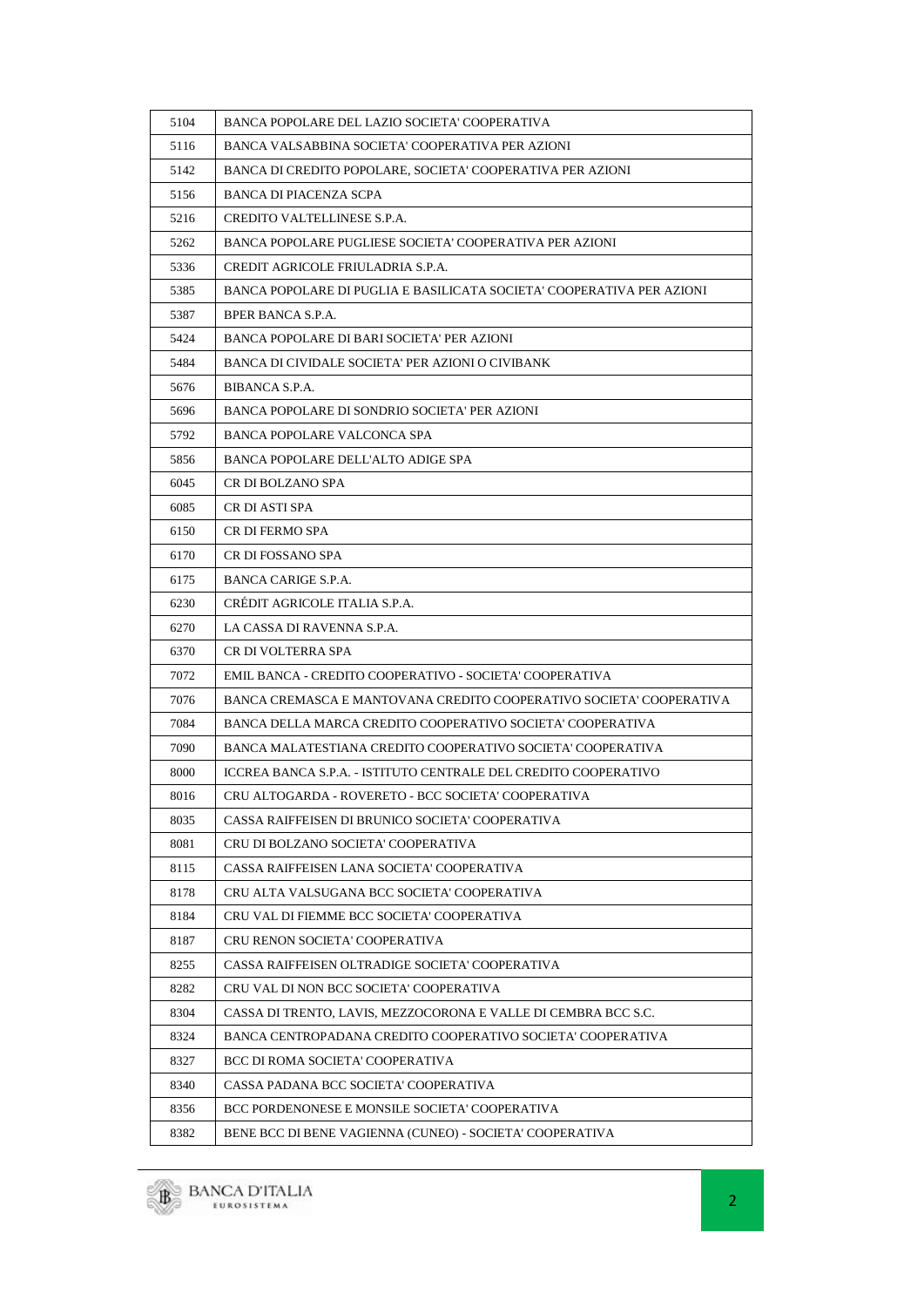| | |
|---|---|
| 5104 | BANCA POPOLARE DEL LAZIO SOCIETA' COOPERATIVA |
| 5116 | BANCA VALSABBINA SOCIETA' COOPERATIVA PER AZIONI |
| 5142 | BANCA DI CREDITO POPOLARE, SOCIETA' COOPERATIVA PER AZIONI |
| 5156 | BANCA DI PIACENZA SCPA |
| 5216 | CREDITO VALTELLINESE S.P.A. |
| 5262 | BANCA POPOLARE PUGLIESE SOCIETA' COOPERATIVA PER AZIONI |
| 5336 | CREDIT AGRICOLE FRIULADRIA S.P.A. |
| 5385 | BANCA POPOLARE DI PUGLIA E BASILICATA SOCIETA' COOPERATIVA PER AZIONI |
| 5387 | BPER BANCA S.P.A. |
| 5424 | BANCA POPOLARE DI BARI SOCIETA' PER AZIONI |
| 5484 | BANCA DI CIVIDALE SOCIETA' PER AZIONI O CIVIBANK |
| 5676 | BIBANCA S.P.A. |
| 5696 | BANCA POPOLARE DI SONDRIO SOCIETA' PER AZIONI |
| 5792 | BANCA POPOLARE VALCONCA SPA |
| 5856 | BANCA POPOLARE DELL'ALTO ADIGE SPA |
| 6045 | CR DI BOLZANO SPA |
| 6085 | CR DI ASTI SPA |
| 6150 | CR DI FERMO SPA |
| 6170 | CR DI FOSSANO SPA |
| 6175 | BANCA CARIGE S.P.A. |
| 6230 | CRÉDIT AGRICOLE ITALIA S.P.A. |
| 6270 | LA CASSA DI RAVENNA S.P.A. |
| 6370 | CR DI VOLTERRA SPA |
| 7072 | EMIL BANCA - CREDITO COOPERATIVO - SOCIETA' COOPERATIVA |
| 7076 | BANCA CREMASCA E MANTOVANA CREDITO COOPERATIVO SOCIETA' COOPERATIVA |
| 7084 | BANCA DELLA MARCA CREDITO COOPERATIVO SOCIETA' COOPERATIVA |
| 7090 | BANCA MALATESTIANA CREDITO COOPERATIVO SOCIETA' COOPERATIVA |
| 8000 | ICCREA BANCA S.P.A. - ISTITUTO CENTRALE DEL CREDITO COOPERATIVO |
| 8016 | CRU ALTOGARDA - ROVERETO - BCC SOCIETA' COOPERATIVA |
| 8035 | CASSA RAIFFEISEN DI BRUNICO SOCIETA' COOPERATIVA |
| 8081 | CRU DI BOLZANO SOCIETA' COOPERATIVA |
| 8115 | CASSA RAIFFEISEN LANA SOCIETA' COOPERATIVA |
| 8178 | CRU ALTA VALSUGANA BCC SOCIETA' COOPERATIVA |
| 8184 | CRU VAL DI FIEMME BCC SOCIETA' COOPERATIVA |
| 8187 | CRU RENON SOCIETA' COOPERATIVA |
| 8255 | CASSA RAIFFEISEN OLTRADIGE SOCIETA' COOPERATIVA |
| 8282 | CRU VAL DI NON BCC SOCIETA' COOPERATIVA |
| 8304 | CASSA DI TRENTO, LAVIS, MEZZOCORONA E VALLE DI CEMBRA BCC S.C. |
| 8324 | BANCA CENTROPADANA CREDITO COOPERATIVO SOCIETA' COOPERATIVA |
| 8327 | BCC DI ROMA SOCIETA' COOPERATIVA |
| 8340 | CASSA PADANA BCC SOCIETA' COOPERATIVA |
| 8356 | BCC PORDENONESE E MONSILE SOCIETA' COOPERATIVA |
| 8382 | BENE BCC DI BENE VAGIENNA (CUNEO) - SOCIETA' COOPERATIVA |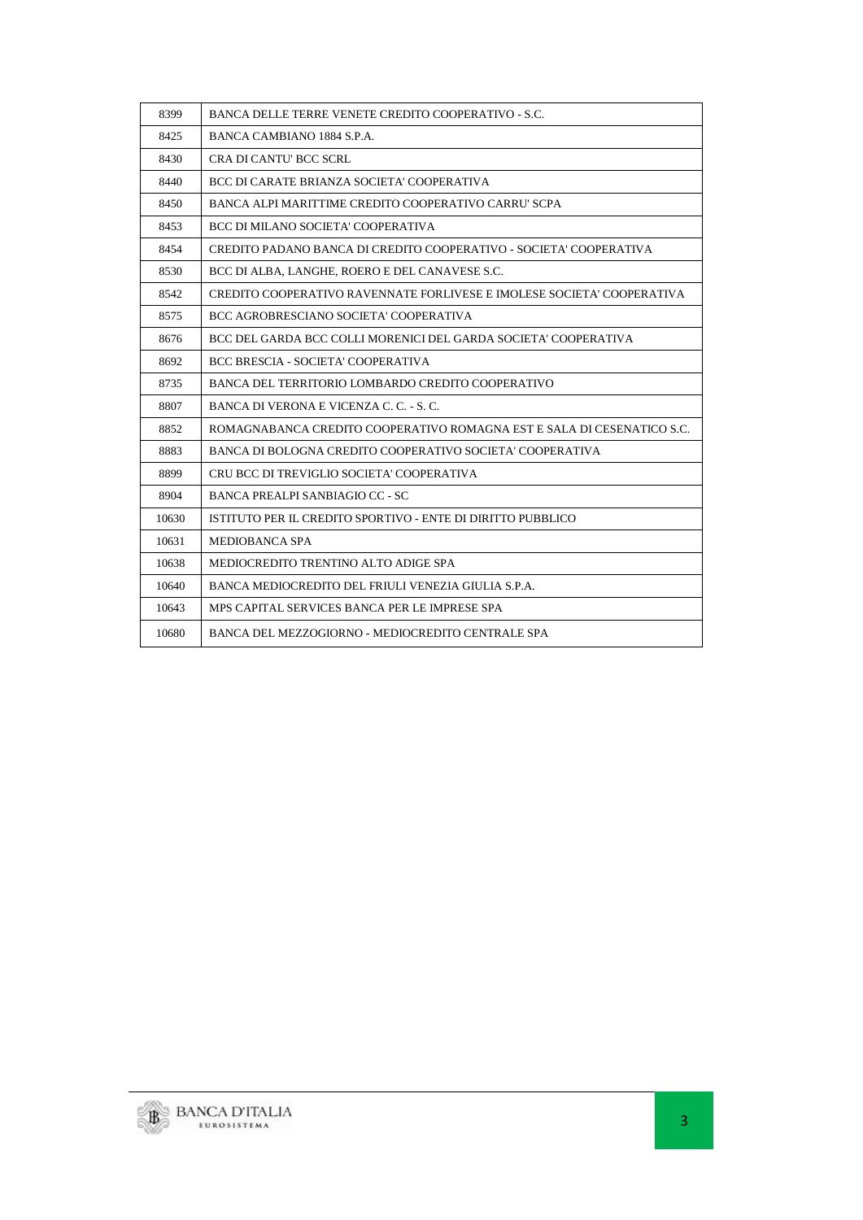| | |
|---|---|
| 8399 | BANCA DELLE TERRE VENETE CREDITO COOPERATIVO - S.C. |
| 8425 | BANCA CAMBIANO 1884 S.P.A. |
| 8430 | CRA DI CANTU' BCC SCRL |
| 8440 | BCC DI CARATE BRIANZA SOCIETA' COOPERATIVA |
| 8450 | BANCA ALPI MARITTIME CREDITO COOPERATIVO CARRU' SCPA |
| 8453 | BCC DI MILANO SOCIETA' COOPERATIVA |
| 8454 | CREDITO PADANO BANCA DI CREDITO COOPERATIVO - SOCIETA' COOPERATIVA |
| 8530 | BCC DI ALBA, LANGHE, ROERO E DEL CANAVESE S.C. |
| 8542 | CREDITO COOPERATIVO RAVENNATE FORLIVESE E IMOLESE SOCIETA' COOPERATIVA |
| 8575 | BCC AGROBRESCIANO SOCIETA' COOPERATIVA |
| 8676 | BCC DEL GARDA BCC COLLI MORENICI DEL GARDA SOCIETA' COOPERATIVA |
| 8692 | BCC BRESCIA - SOCIETA' COOPERATIVA |
| 8735 | BANCA DEL TERRITORIO LOMBARDO CREDITO COOPERATIVO |
| 8807 | BANCA DI VERONA E VICENZA C. C. - S. C. |
| 8852 | ROMAGNABANCA CREDITO COOPERATIVO ROMAGNA EST E SALA DI CESENATICO S.C. |
| 8883 | BANCA DI BOLOGNA CREDITO COOPERATIVO SOCIETA' COOPERATIVA |
| 8899 | CRU BCC DI TREVIGLIO SOCIETA' COOPERATIVA |
| 8904 | BANCA PREALPI SANBIAGIO CC - SC |
| 10630 | ISTITUTO PER IL CREDITO SPORTIVO - ENTE DI DIRITTO PUBBLICO |
| 10631 | MEDIOBANCA SPA |
| 10638 | MEDIOCREDITO TRENTINO ALTO ADIGE SPA |
| 10640 | BANCA MEDIOCREDITO DEL FRIULI VENEZIA GIULIA S.P.A. |
| 10643 | MPS CAPITAL SERVICES BANCA PER LE IMPRESE SPA |
| 10680 | BANCA DEL MEZZOGIORNO - MEDIOCREDITO CENTRALE SPA |